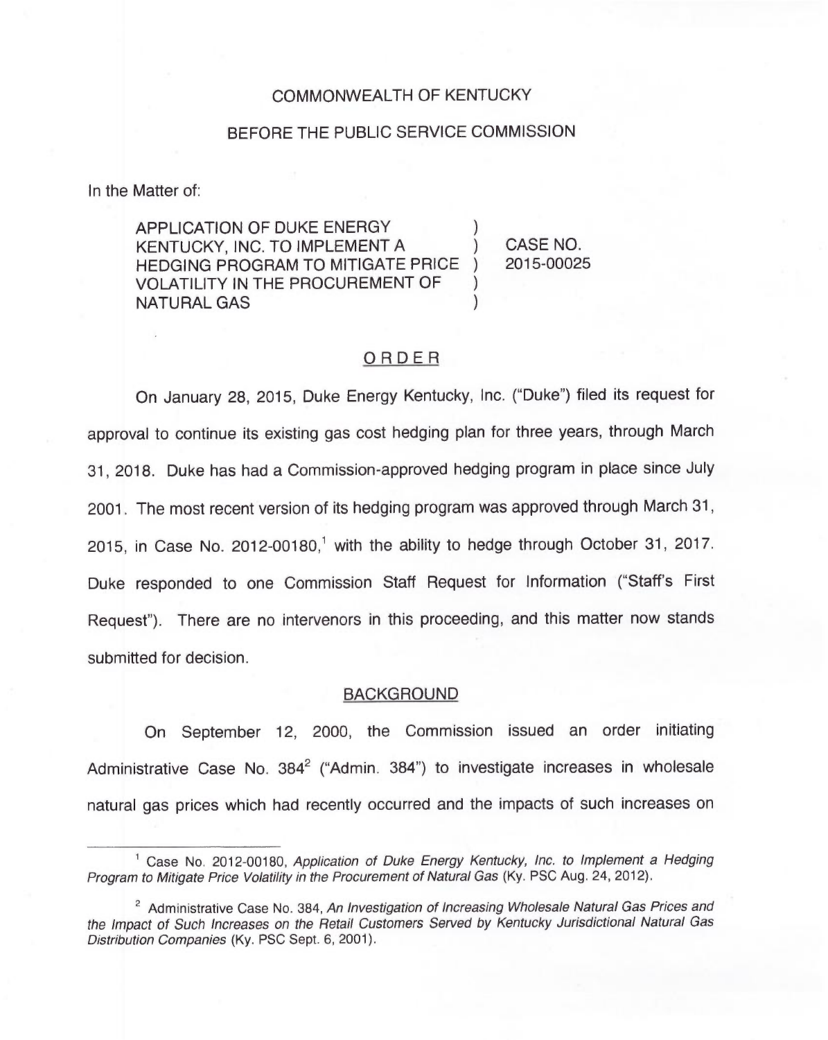COMMONWEALTH OF KENTUCKY

BEFORE THE PUBLIC SERVICE COMMISSION

In the Matter of:

| | | |
|---|---|---|
| APPLICATION OF DUKE ENERGY KENTUCKY, INC. TO IMPLEMENT A HEDGING PROGRAM TO MITIGATE PRICE VOLATILITY IN THE PROCUREMENT OF NATURAL GAS | ) ) ) ) ) | CASE NO. 2015-00025 |

## ORDER

On January 28, 2015, Duke Energy Kentucky, Inc. ("Duke") filed its request for approval to continue its existing gas cost hedging plan for three years, through March 31, 2018. Duke has had a Commission-approved hedging program in place since July 2001. The most recent version of its hedging program was approved through March 31, 2015, in Case No. 2012-00180,[1] with the ability to hedge through October 31, 2017. Duke responded to one Commission Staff Request for Information ("Staff's First Request"). There are no intervenors in this proceeding, and this matter now stands submitted for decision.

### BACKGROUND

On September 12, 2000, the Commission issued an order initiating Administrative Case No. 384[2] ("Admin. 384") to investigate increases in wholesale natural gas prices which had recently occurred and the impacts of such increases on

[1] Case No. 2012-00180, *Application of Duke Energy Kentucky, Inc. to Implement a Hedging Program to Mitigate Price Volatility in the Procurement of Natural Gas* (Ky. PSC Aug. 24, 2012).

[2] Administrative Case No. 384, *An Investigation of Increasing Wholesale Natural Gas Prices and the Impact of Such Increases on the Retail Customers Served by Kentucky Jurisdictional Natural Gas Distribution Companies* (Ky. PSC Sept. 6, 2001).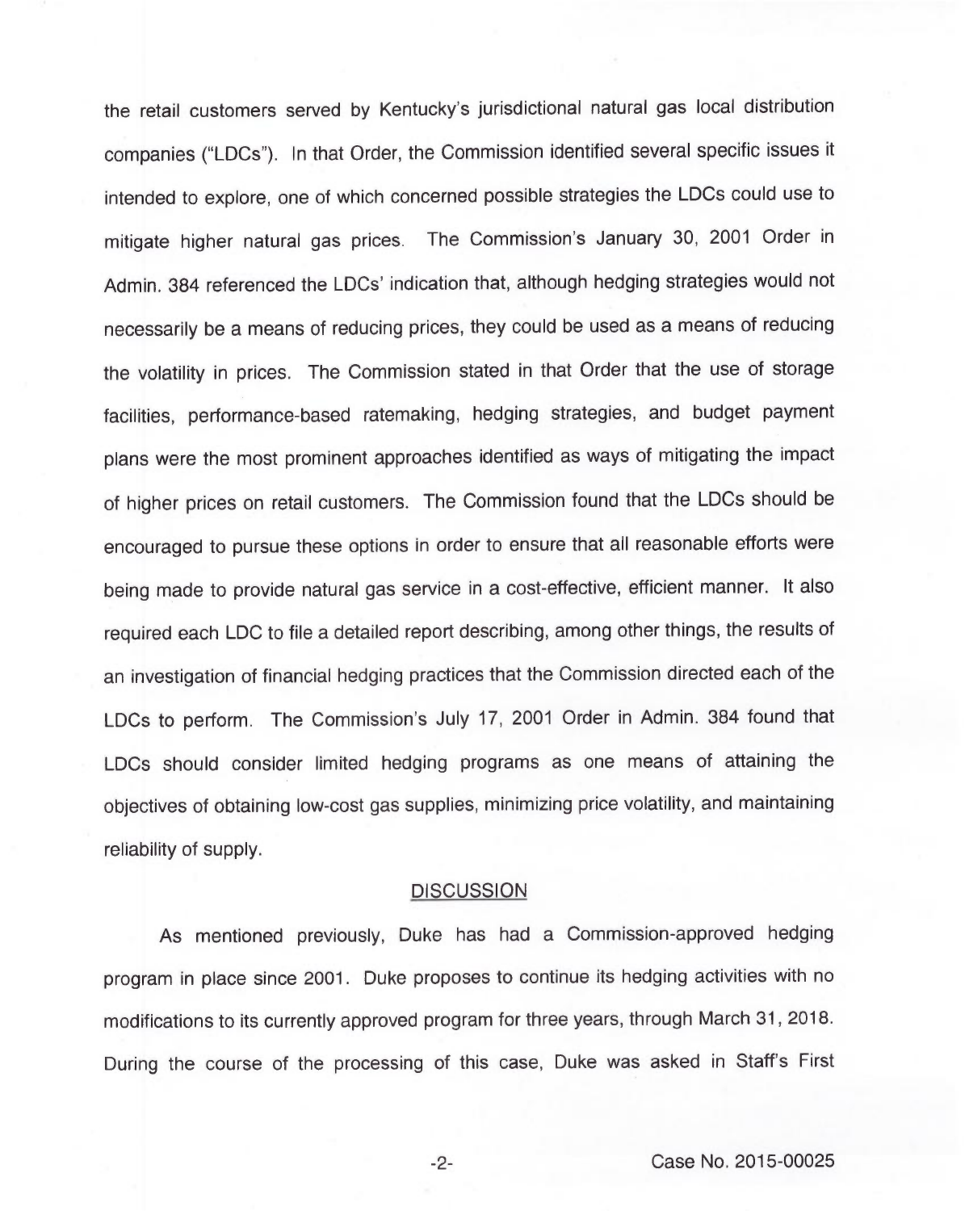the retail customers served by Kentucky's jurisdictional natural gas local distribution companies ("LDCs"). In that Order, the Commission identified several specific issues it intended to explore, one of which concerned possible strategies the LDCs could use to mitigate higher natural gas prices. The Commission's January 30, 2001 Order in Admin. 384 referenced the LDCs' indication that, although hedging strategies would not necessarily be a means of reducing prices, they could be used as a means of reducing the volatility in prices. The Commission stated in that Order that the use of storage facilities, performance-based ratemaking, hedging strategies, and budget payment plans were the most prominent approaches identified as ways of mitigating the impact of higher prices on retail customers. The Commission found that the LDCs should be encouraged to pursue these options in order to ensure that all reasonable efforts were being made to provide natural gas service in a cost-effective, efficient manner. It also required each LDC to file a detailed report describing, among other things, the results of an investigation of financial hedging practices that the Commission directed each of the LDCs to perform. The Commission's July 17, 2001 Order in Admin. 384 found that LDCs should consider limited hedging programs as one means of attaining the objectives of obtaining low-cost gas supplies, minimizing price volatility, and maintaining reliability of supply.

## DISCUSSION

As mentioned previously, Duke has had a Commission-approved hedging program in place since 2001. Duke proposes to continue its hedging activities with no modifications to its currently approved program for three years, through March 31, 2018. During the course of the processing of this case, Duke was asked in Staff's First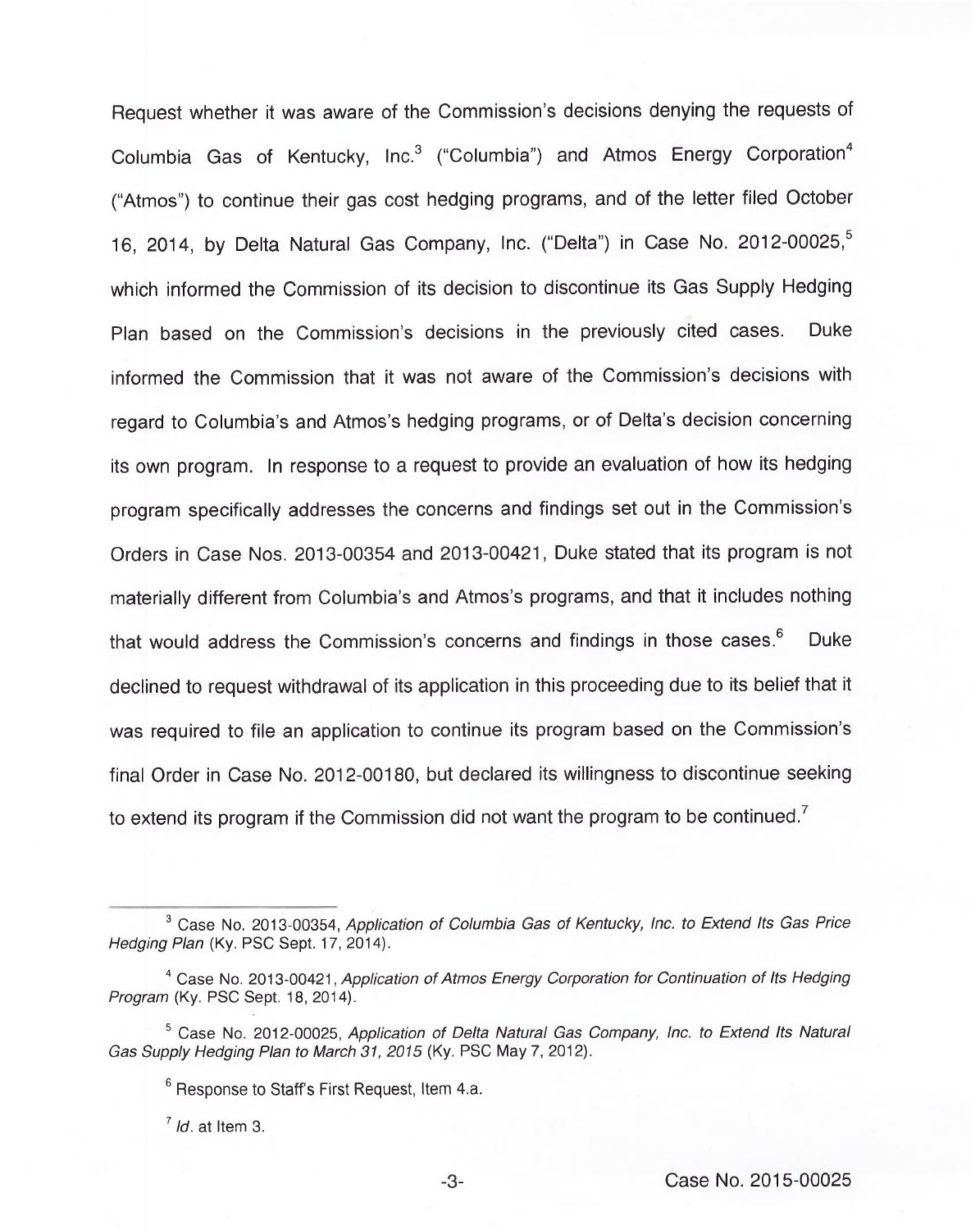Request whether it was aware of the Commission's decisions denying the requests of Columbia Gas of Kentucky, Inc.[3] ("Columbia") and Atmos Energy Corporation[4] ("Atmos") to continue their gas cost hedging programs, and of the letter filed October 16, 2014, by Delta Natural Gas Company, Inc. ("Delta") in Case No. 2012-00025,[5] which informed the Commission of its decision to discontinue its Gas Supply Hedging Plan based on the Commission's decisions in the previously cited cases. Duke informed the Commission that it was not aware of the Commission's decisions with regard to Columbia's and Atmos's hedging programs, or of Delta's decision concerning its own program. In response to a request to provide an evaluation of how its hedging program specifically addresses the concerns and findings set out in the Commission's Orders in Case Nos. 2013-00354 and 2013-00421, Duke stated that its program is not materially different from Columbia's and Atmos's programs, and that it includes nothing that would address the Commission's concerns and findings in those cases.[6] Duke declined to request withdrawal of its application in this proceeding due to its belief that it was required to file an application to continue its program based on the Commission's final Order in Case No. 2012-00180, but declared its willingness to discontinue seeking to extend its program if the Commission did not want the program to be continued.[7]

---

[3] Case No. 2013-00354, *Application of Columbia Gas of Kentucky, Inc. to Extend Its Gas Price Hedging Plan* (Ky. PSC Sept. 17, 2014).

[4] Case No. 2013-00421, *Application of Atmos Energy Corporation for Continuation of Its Hedging Program* (Ky. PSC Sept. 18, 2014).

[5] Case No. 2012-00025, *Application of Delta Natural Gas Company, Inc. to Extend Its Natural Gas Supply Hedging Plan to March 31, 2015* (Ky. PSC May 7, 2012).

[6] Response to Staff's First Request, Item 4.a.

[7] *Id.* at Item 3.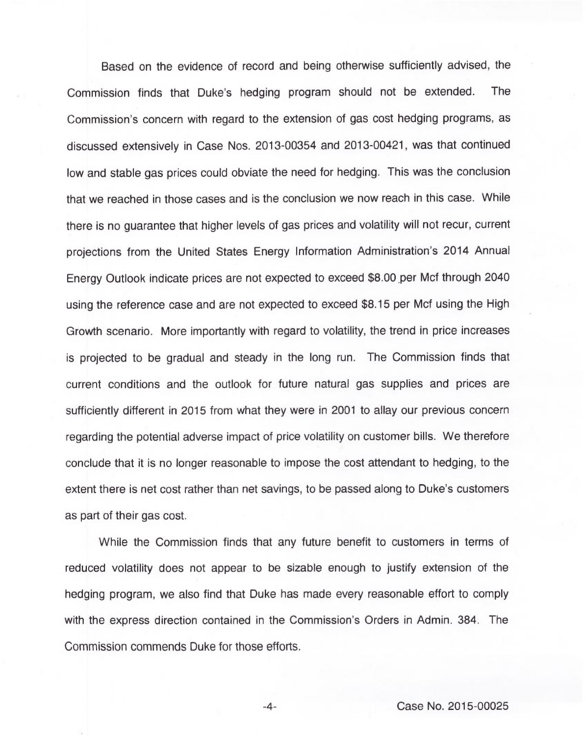Based on the evidence of record and being otherwise sufficiently advised, the Commission finds that Duke's hedging program should not be extended. The Commission's concern with regard to the extension of gas cost hedging programs, as discussed extensively in Case Nos. 2013-00354 and 2013-00421, was that continued low and stable gas prices could obviate the need for hedging. This was the conclusion that we reached in those cases and is the conclusion we now reach in this case. While there is no guarantee that higher levels of gas prices and volatility will not recur, current projections from the United States Energy Information Administration's 2014 Annual Energy Outlook indicate prices are not expected to exceed $8.00 per Mcf through 2040 using the reference case and are not expected to exceed $8.15 per Mcf using the High Growth scenario. More importantly with regard to volatility, the trend in price increases is projected to be gradual and steady in the long run. The Commission finds that current conditions and the outlook for future natural gas supplies and prices are sufficiently different in 2015 from what they were in 2001 to allay our previous concern regarding the potential adverse impact of price volatility on customer bills. We therefore conclude that it is no longer reasonable to impose the cost attendant to hedging, to the extent there is net cost rather than net savings, to be passed along to Duke's customers as part of their gas cost.

While the Commission finds that any future benefit to customers in terms of reduced volatility does not appear to be sizable enough to justify extension of the hedging program, we also find that Duke has made every reasonable effort to comply with the express direction contained in the Commission's Orders in Admin. 384. The Commission commends Duke for those efforts.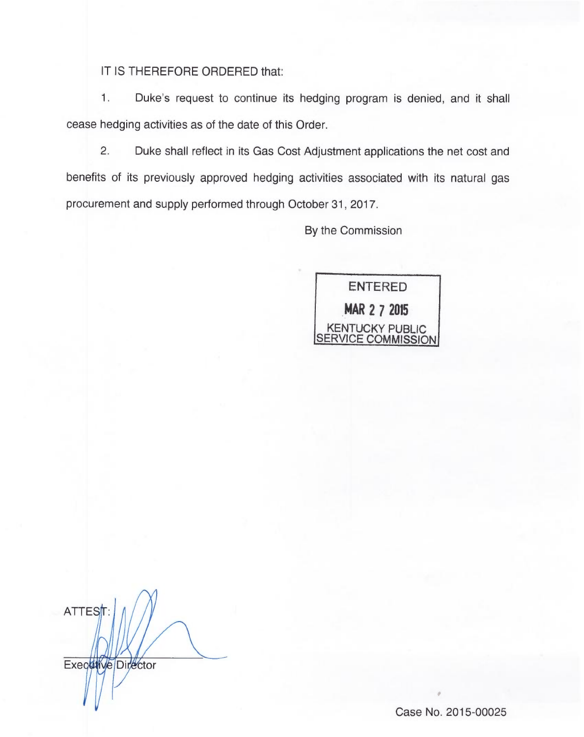IT IS THEREFORE ORDERED that:

1. Duke's request to continue its hedging program is denied, and it shall cease hedging activities as of the date of this Order.

2. Duke shall reflect in its Gas Cost Adjustment applications the net cost and benefits of its previously approved hedging activities associated with its natural gas procurement and supply performed through October 31, 2017.

By the Commission

ENTERED
MAR 27 2015
KENTUCKY PUBLIC SERVICE COMMISSION

ATTEST:

Executive Director

Case No. 2015-00025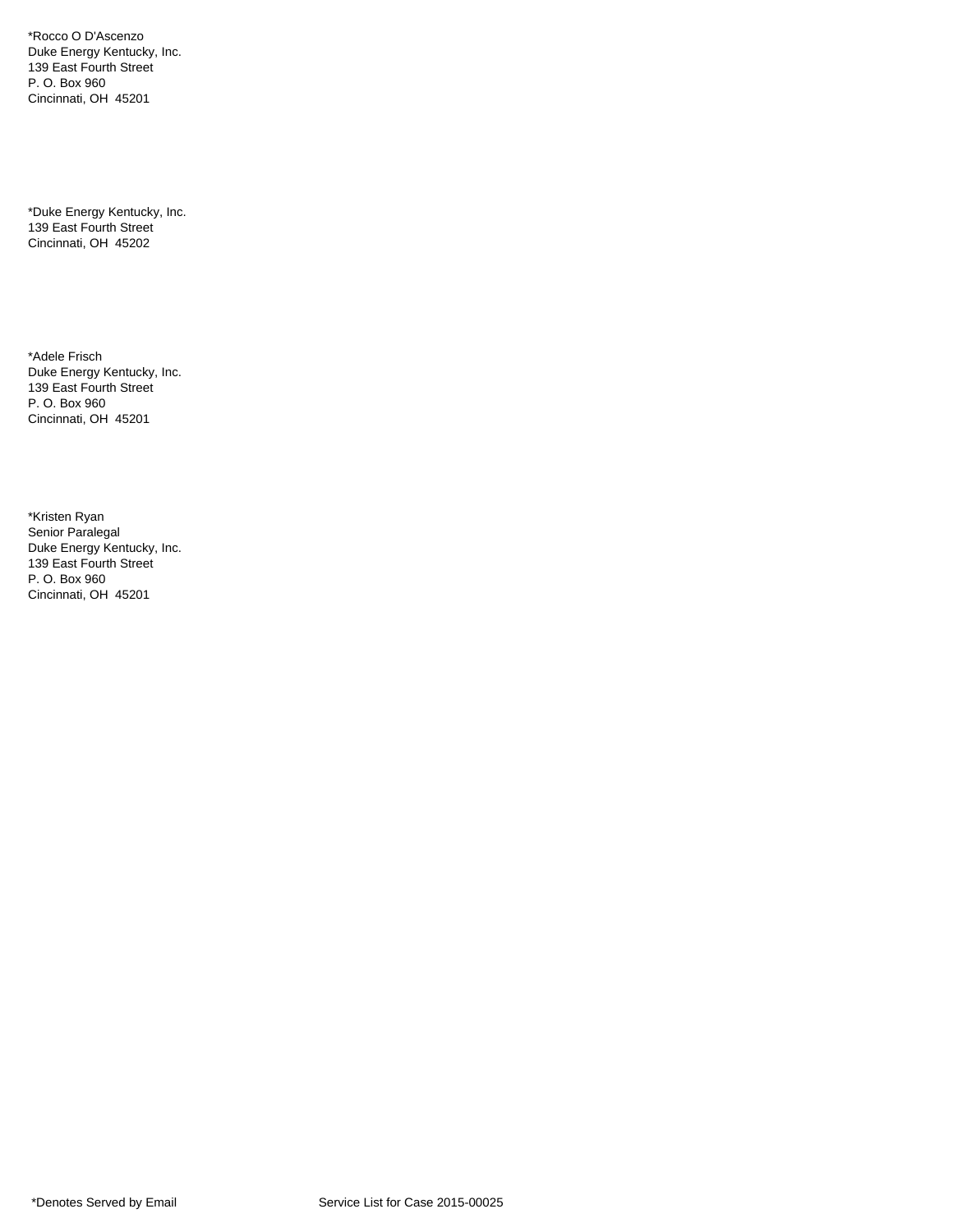*Rocco O D'Ascenzo
Duke Energy Kentucky, Inc.
139 East Fourth Street
P. O. Box 960
Cincinnati, OH  45201

*Duke Energy Kentucky, Inc.
139 East Fourth Street
Cincinnati, OH  45202

*Adele Frisch
Duke Energy Kentucky, Inc.
139 East Fourth Street
P. O. Box 960
Cincinnati, OH  45201

*Kristen Ryan
Senior Paralegal
Duke Energy Kentucky, Inc.
139 East Fourth Street
P. O. Box 960
Cincinnati, OH  45201

*Denotes Served by Email

Service List for Case 2015-00025